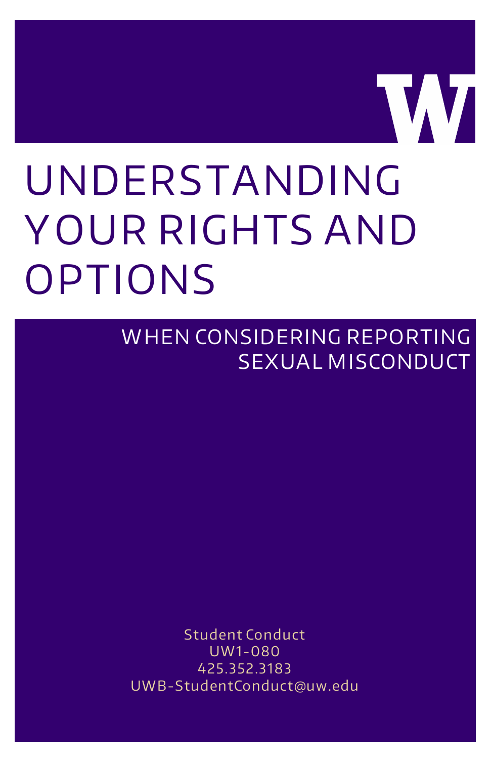# UNDERSTANDING YOUR RIGHTS AND OPTIONS

## WHEN CONSIDERING REPORTING SEXUAL MISCONDUCT

Student Conduct
UW1-080
425.352.3183
UWB-StudentConduct@uw.edu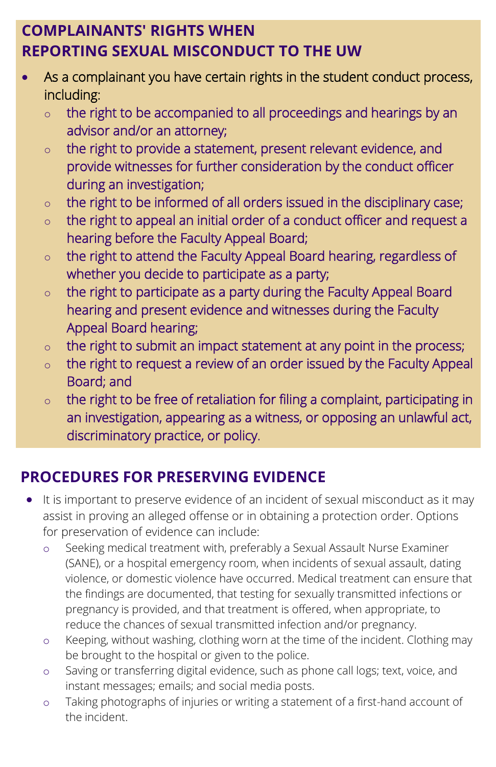## COMPLAINANTS' RIGHTS WHEN REPORTING SEXUAL MISCONDUCT TO THE UW

- As a complainant you have certain rights in the student conduct process, including:
  - the right to be accompanied to all proceedings and hearings by an advisor and/or an attorney;
  - the right to provide a statement, present relevant evidence, and provide witnesses for further consideration by the conduct officer during an investigation;
  - the right to be informed of all orders issued in the disciplinary case;
  - the right to appeal an initial order of a conduct officer and request a hearing before the Faculty Appeal Board;
  - the right to attend the Faculty Appeal Board hearing, regardless of whether you decide to participate as a party;
  - the right to participate as a party during the Faculty Appeal Board hearing and present evidence and witnesses during the Faculty Appeal Board hearing;
  - the right to submit an impact statement at any point in the process;
  - the right to request a review of an order issued by the Faculty Appeal Board; and
  - the right to be free of retaliation for filing a complaint, participating in an investigation, appearing as a witness, or opposing an unlawful act, discriminatory practice, or policy.

## PROCEDURES FOR PRESERVING EVIDENCE

- It is important to preserve evidence of an incident of sexual misconduct as it may assist in proving an alleged offense or in obtaining a protection order. Options for preservation of evidence can include:
  - Seeking medical treatment with, preferably a Sexual Assault Nurse Examiner (SANE), or a hospital emergency room, when incidents of sexual assault, dating violence, or domestic violence have occurred. Medical treatment can ensure that the findings are documented, that testing for sexually transmitted infections or pregnancy is provided, and that treatment is offered, when appropriate, to reduce the chances of sexual transmitted infection and/or pregnancy.
  - Keeping, without washing, clothing worn at the time of the incident. Clothing may be brought to the hospital or given to the police.
  - Saving or transferring digital evidence, such as phone call logs; text, voice, and instant messages; emails; and social media posts.
  - Taking photographs of injuries or writing a statement of a first-hand account of the incident.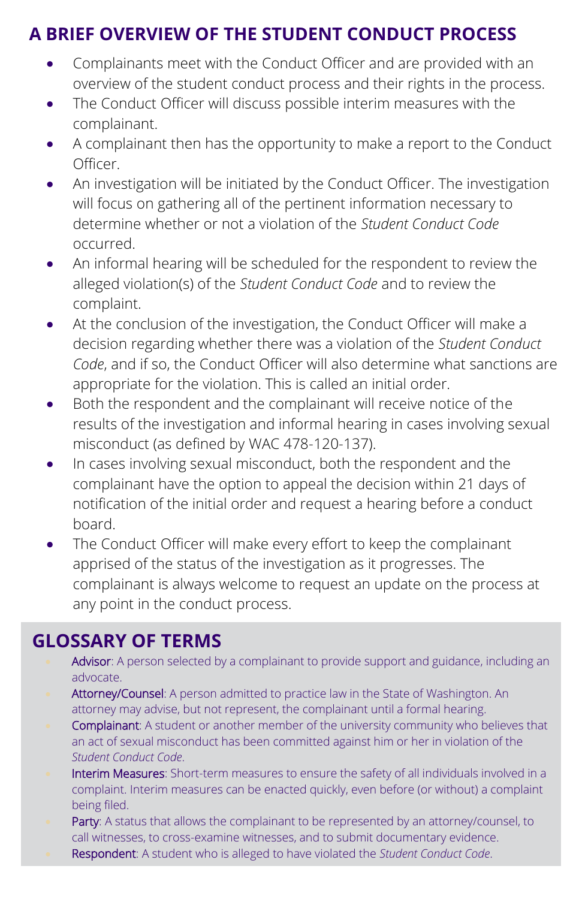## A BRIEF OVERVIEW OF THE STUDENT CONDUCT PROCESS

- Complainants meet with the Conduct Officer and are provided with an overview of the student conduct process and their rights in the process.
- The Conduct Officer will discuss possible interim measures with the complainant.
- A complainant then has the opportunity to make a report to the Conduct Officer.
- An investigation will be initiated by the Conduct Officer. The investigation will focus on gathering all of the pertinent information necessary to determine whether or not a violation of the *Student Conduct Code* occurred.
- An informal hearing will be scheduled for the respondent to review the alleged violation(s) of the *Student Conduct Code* and to review the complaint.
- At the conclusion of the investigation, the Conduct Officer will make a decision regarding whether there was a violation of the *Student Conduct Code*, and if so, the Conduct Officer will also determine what sanctions are appropriate for the violation. This is called an initial order.
- Both the respondent and the complainant will receive notice of the results of the investigation and informal hearing in cases involving sexual misconduct (as defined by WAC 478-120-137).
- In cases involving sexual misconduct, both the respondent and the complainant have the option to appeal the decision within 21 days of notification of the initial order and request a hearing before a conduct board.
- The Conduct Officer will make every effort to keep the complainant apprised of the status of the investigation as it progresses. The complainant is always welcome to request an update on the process at any point in the conduct process.

## GLOSSARY OF TERMS

- **Advisor**: A person selected by a complainant to provide support and guidance, including an advocate.
- **Attorney/Counsel**: A person admitted to practice law in the State of Washington. An attorney may advise, but not represent, the complainant until a formal hearing.
- **Complainant**: A student or another member of the university community who believes that an act of sexual misconduct has been committed against him or her in violation of the *Student Conduct Code*.
- **Interim Measures**: Short-term measures to ensure the safety of all individuals involved in a complaint. Interim measures can be enacted quickly, even before (or without) a complaint being filed.
- **Party**: A status that allows the complainant to be represented by an attorney/counsel, to call witnesses, to cross-examine witnesses, and to submit documentary evidence.
- **Respondent**: A student who is alleged to have violated the *Student Conduct Code*.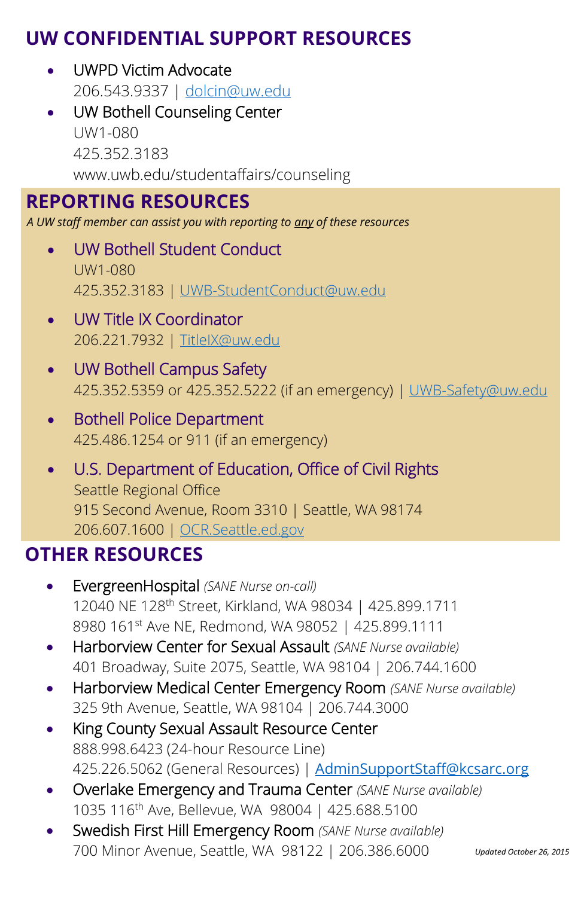## UW CONFIDENTIAL SUPPORT RESOURCES

- UWPD Victim Advocate
  206.543.9337 | dolcin@uw.edu
- UW Bothell Counseling Center
  UW1-080
  425.352.3183
  www.uwb.edu/studentaffairs/counseling

## REPORTING RESOURCES

*A UW staff member can assist you with reporting to any of these resources*

- UW Bothell Student Conduct
  UW1-080
  425.352.3183 | UWB-StudentConduct@uw.edu
- UW Title IX Coordinator
  206.221.7932 | TitleIX@uw.edu
- UW Bothell Campus Safety
  425.352.5359 or 425.352.5222 (if an emergency) | UWB-Safety@uw.edu
- Bothell Police Department
  425.486.1254 or 911 (if an emergency)
- U.S. Department of Education, Office of Civil Rights
  Seattle Regional Office
  915 Second Avenue, Room 3310 | Seattle, WA 98174
  206.607.1600 | OCR.Seattle.ed.gov

## OTHER RESOURCES

- EvergreenHospital *(SANE Nurse on-call)*
  12040 NE 128th Street, Kirkland, WA 98034 | 425.899.1711
  8980 161st Ave NE, Redmond, WA 98052 | 425.899.1111
- Harborview Center for Sexual Assault *(SANE Nurse available)*
  401 Broadway, Suite 2075, Seattle, WA 98104 | 206.744.1600
- Harborview Medical Center Emergency Room *(SANE Nurse available)*
  325 9th Avenue, Seattle, WA 98104 | 206.744.3000
- King County Sexual Assault Resource Center
  888.998.6423 (24-hour Resource Line)
  425.226.5062 (General Resources) | AdminSupportStaff@kcsarc.org
- Overlake Emergency and Trauma Center *(SANE Nurse available)*
  1035 116th Ave, Bellevue, WA 98004 | 425.688.5100
- Swedish First Hill Emergency Room *(SANE Nurse available)*
  700 Minor Avenue, Seattle, WA 98122 | 206.386.6000

*Updated October 26, 2015*